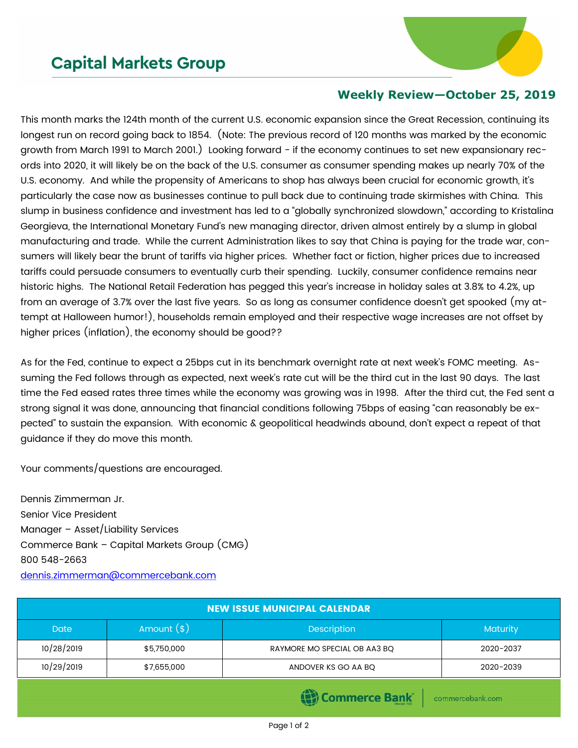# Capital Markets Group

## Weekly Review—October 25, 2019

This month marks the 124th month of the current U.S. economic expansion since the Great Recession, continuing its longest run on record going back to 1854. (Note: The previous record of 120 months was marked by the economic growth from March 1991 to March 2001.) Looking forward - if the economy continues to set new expansionary records into 2020, it will likely be on the back of the U.S. consumer as consumer spending makes up nearly 70% of the U.S. economy. And while the propensity of Americans to shop has always been crucial for economic growth, it's particularly the case now as businesses continue to pull back due to continuing trade skirmishes with China. This slump in business confidence and investment has led to a "globally synchronized slowdown," according to Kristalina Georgieva, the International Monetary Fund's new managing director, driven almost entirely by a slump in global manufacturing and trade. While the current Administration likes to say that China is paying for the trade war, consumers will likely bear the brunt of tariffs via higher prices. Whether fact or fiction, higher prices due to increased tariffs could persuade consumers to eventually curb their spending. Luckily, consumer confidence remains near historic highs. The National Retail Federation has pegged this year's increase in holiday sales at 3.8% to 4.2%, up from an average of 3.7% over the last five years. So as long as consumer confidence doesn't get spooked (my attempt at Halloween humor!), households remain employed and their respective wage increases are not offset by higher prices (inflation), the economy should be good??

As for the Fed, continue to expect a 25bps cut in its benchmark overnight rate at next week's FOMC meeting. Assuming the Fed follows through as expected, next week's rate cut will be the third cut in the last 90 days. The last time the Fed eased rates three times while the economy was growing was in 1998. After the third cut, the Fed sent a strong signal it was done, announcing that financial conditions following 75bps of easing "can reasonably be expected" to sustain the expansion. With economic & geopolitical headwinds abound, don't expect a repeat of that guidance if they do move this month.

Your comments/questions are encouraged.

Dennis Zimmerman Jr.
Senior Vice President
Manager – Asset/Liability Services
Commerce Bank – Capital Markets Group (CMG)
800 548-2663
dennis.zimmerman@commercebank.com

| NEW ISSUE MUNICIPAL CALENDAR | | | |
|---|---|---|---|
| Date | Amount ($) | Description | Maturity |
| 10/28/2019 | $5,750,000 | RAYMORE MO SPECIAL OB AA3 BQ | 2020-2037 |
| 10/29/2019 | $7,655,000 | ANDOVER KS GO AA BQ | 2020-2039 |

Commerce Bank | commercebank.com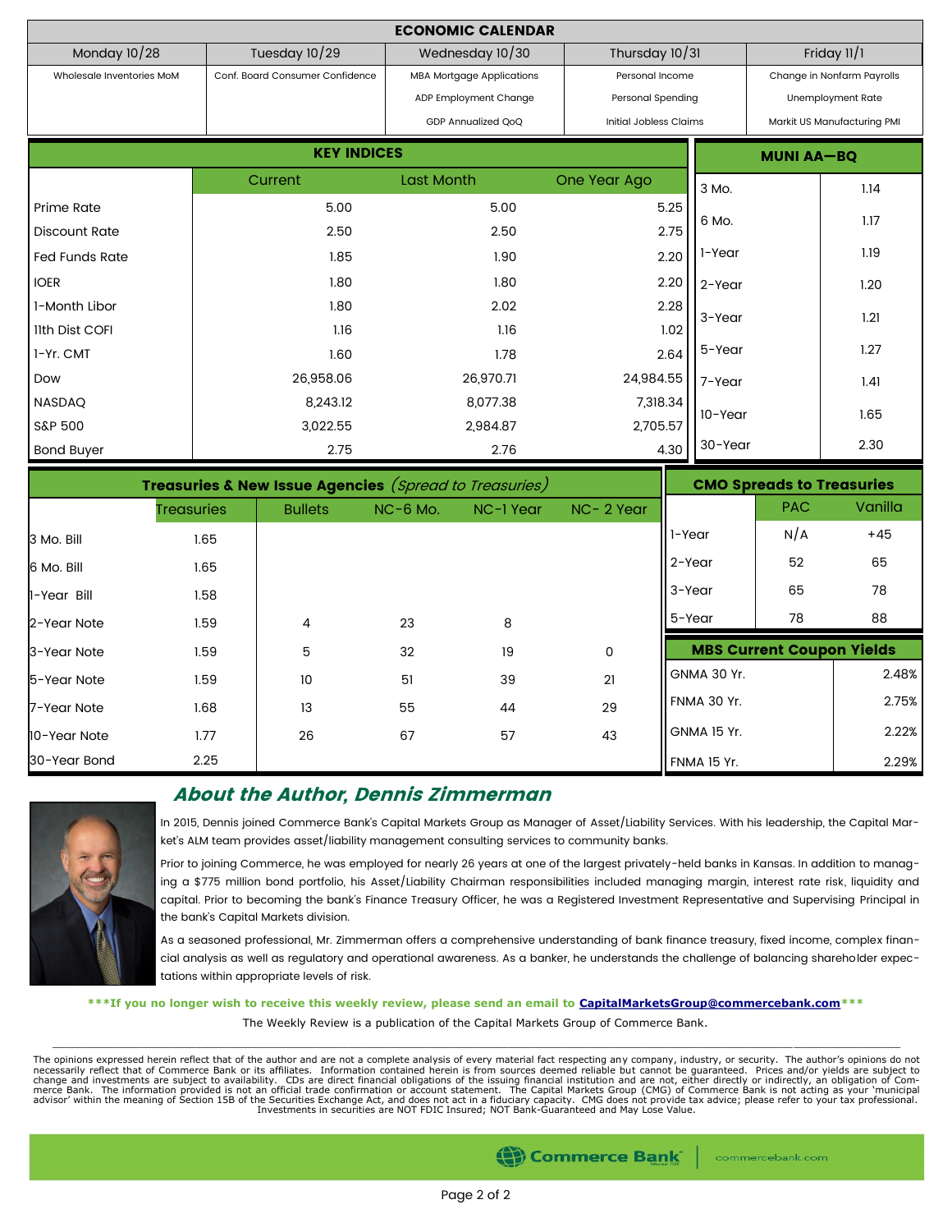## ECONOMIC CALENDAR

| Monday 10/28 | Tuesday 10/29 | Wednesday 10/30 | Thursday 10/31 | Friday 11/1 |
|---|---|---|---|---|
| Wholesale Inventories MoM | Conf. Board Consumer Confidence | MBA Mortgage Applications | Personal Income | Change in Nonfarm Payrolls |
| | | ADP Employment Change | Personal Spending | Unemployment Rate |
| | | GDP Annualized QoQ | Initial Jobless Claims | Markit US Manufacturing PMI |

## KEY INDICES

| | Current | Last Month | One Year Ago |
|---|---|---|---|
| Prime Rate | 5.00 | 5.00 | 5.25 |
| Discount Rate | 2.50 | 2.50 | 2.75 |
| Fed Funds Rate | 1.85 | 1.90 | 2.20 |
| IOER | 1.80 | 1.80 | 2.20 |
| 1-Month Libor | 1.80 | 2.02 | 2.28 |
| 11th Dist COFI | 1.16 | 1.16 | 1.02 |
| 1-Yr. CMT | 1.60 | 1.78 | 2.64 |
| Dow | 26,958.06 | 26,970.71 | 24,984.55 |
| NASDAQ | 8,243.12 | 8,077.38 | 7,318.34 |
| S&P 500 | 3,022.55 | 2,984.87 | 2,705.57 |
| Bond Buyer | 2.75 | 2.76 | 4.30 |

## MUNI AA—BQ

| | |
|---|---|
| 3 Mo. | 1.14 |
| 6 Mo. | 1.17 |
| 1-Year | 1.19 |
| 2-Year | 1.20 |
| 3-Year | 1.21 |
| 5-Year | 1.27 |
| 7-Year | 1.41 |
| 10-Year | 1.65 |
| 30-Year | 2.30 |

## Treasuries & New Issue Agencies *(Spread to Treasuries)*

| | Treasuries | Bullets | NC-6 Mo. | NC-1 Year | NC- 2 Year |
|---|---|---|---|---|---|
| 3 Mo. Bill | 1.65 | | | | |
| 6 Mo. Bill | 1.65 | | | | |
| 1-Year Bill | 1.58 | | | | |
| 2-Year Note | 1.59 | 4 | 23 | 8 | |
| 3-Year Note | 1.59 | 5 | 32 | 19 | 0 |
| 5-Year Note | 1.59 | 10 | 51 | 39 | 21 |
| 7-Year Note | 1.68 | 13 | 55 | 44 | 29 |
| 10-Year Note | 1.77 | 26 | 67 | 57 | 43 |
| 30-Year Bond | 2.25 | | | | |

## CMO Spreads to Treasuries

| | PAC | Vanilla |
|---|---|---|
| 1-Year | N/A | +45 |
| 2-Year | 52 | 65 |
| 3-Year | 65 | 78 |
| 5-Year | 78 | 88 |

## MBS Current Coupon Yields

| | |
|---|---|
| GNMA 30 Yr. | 2.48% |
| FNMA 30 Yr. | 2.75% |
| GNMA 15 Yr. | 2.22% |
| FNMA 15 Yr. | 2.29% |

## *About the Author, Dennis Zimmerman*

In 2015, Dennis joined Commerce Bank's Capital Markets Group as Manager of Asset/Liability Services. With his leadership, the Capital Market's ALM team provides asset/liability management consulting services to community banks.

Prior to joining Commerce, he was employed for nearly 26 years at one of the largest privately-held banks in Kansas. In addition to managing a $775 million bond portfolio, his Asset/Liability Chairman responsibilities included managing margin, interest rate risk, liquidity and capital. Prior to becoming the bank's Finance Treasury Officer, he was a Registered Investment Representative and Supervising Principal in the bank's Capital Markets division.

As a seasoned professional, Mr. Zimmerman offers a comprehensive understanding of bank finance treasury, fixed income, complex financial analysis as well as regulatory and operational awareness. As a banker, he understands the challenge of balancing shareholder expectations within appropriate levels of risk.

**\*\*\*If you no longer wish to receive this weekly review, please send an email to CapitalMarketsGroup@commercebank.com\*\*\***

The Weekly Review is a publication of the Capital Markets Group of Commerce Bank.

The opinions expressed herein reflect that of the author and are not a complete analysis of every material fact respecting any company, industry, or security. The author's opinions do not necessarily reflect that of Commerce Bank or its affiliates. Information contained herein is from sources deemed reliable but cannot be guaranteed. Prices and/or yields are subject to change and investments are subject to availability. CDs are direct financial obligations of the issuing financial institution and are not, either directly or indirectly, an obligation of Commerce Bank. The information provided is not an official trade confirmation or account statement. The Capital Markets Group (CMG) of Commerce Bank is not acting as your 'municipal advisor' within the meaning of Section 15B of the Securities Exchange Act, and does not act in a fiduciary capacity. CMG does not provide tax advice; please refer to your tax professional. Investments in securities are NOT FDIC Insured; NOT Bank-Guaranteed and May Lose Value.

Commerce Bank | commercebank.com